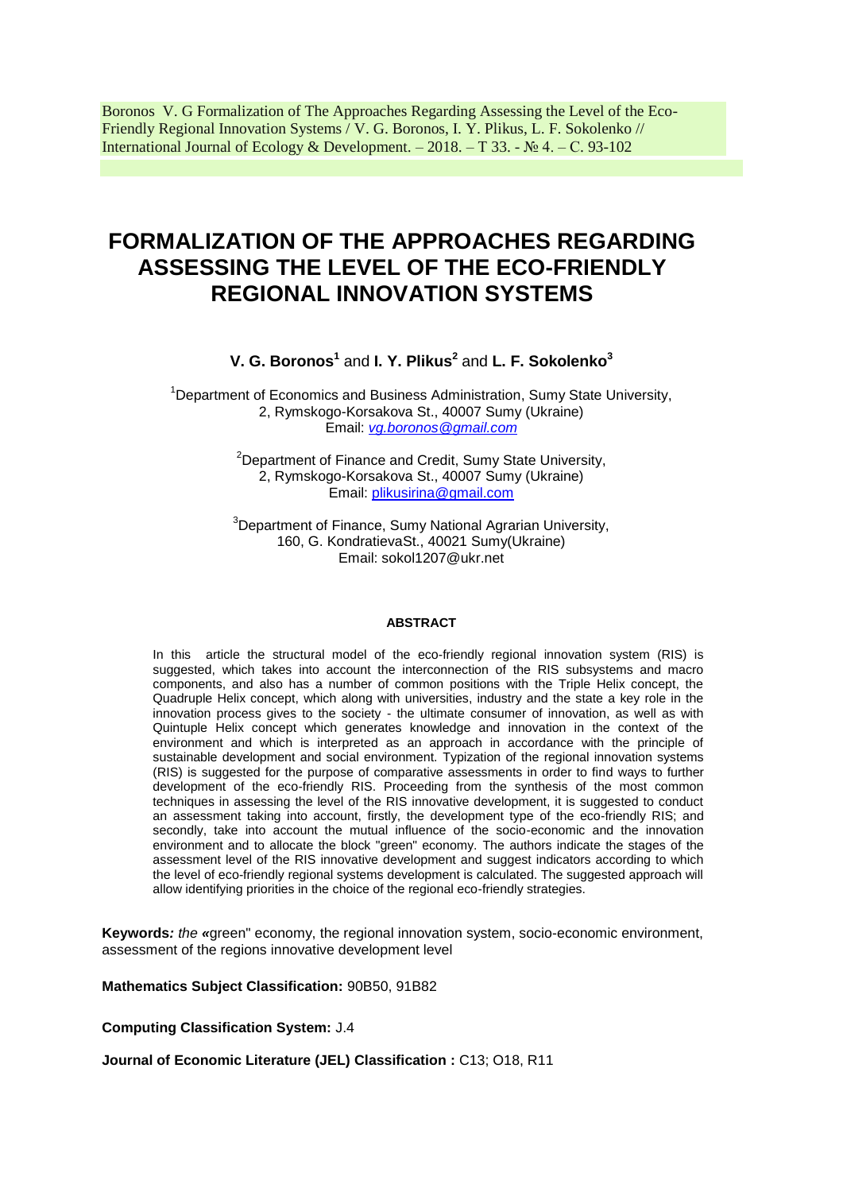Boronos V. G Formalization of The Approaches Regarding Assessing the Level of the Eco-Friendly Regional Innovation Systems / V. G. Boronos, I. Y. Plikus, L. F. Sokolenko // International Journal of Ecology & Development. – 2018. – T 33. - № 4. – C. 93-102

# FORMALIZATION OF THE APPROACHES REGARDING ASSESSING THE LEVEL OF THE ECO-FRIENDLY REGIONAL INNOVATION SYSTEMS

**V. G. Boronos**[1] and **I. Y. Plikus**[2] and **L. F. Sokolenko**[3]

[1]Department of Economics and Business Administration, Sumy State University,
2, Rymskogo-Korsakova St., 40007 Sumy (Ukraine)
Email: *vg.boronos@gmail.com*

[2]Department of Finance and Credit, Sumy State University,
2, Rymskogo-Korsakova St., 40007 Sumy (Ukraine)
Email: plikusirina@gmail.com

[3]Department of Finance, Sumy National Agrarian University,
160, G. KondratievaSt., 40021 Sumy(Ukraine)
Email: sokol1207@ukr.net

#### ABSTRACT

In this article the structural model of the eco-friendly regional innovation system (RIS) is suggested, which takes into account the interconnection of the RIS subsystems and macro components, and also has a number of common positions with the Triple Helix concept, the Quadruple Helix concept, which along with universities, industry and the state a key role in the innovation process gives to the society - the ultimate consumer of innovation, as well as with Quintuple Helix concept which generates knowledge and innovation in the context of the environment and which is interpreted as an approach in accordance with the principle of sustainable development and social environment. Typization of the regional innovation systems (RIS) is suggested for the purpose of comparative assessments in order to find ways to further development of the eco-friendly RIS. Proceeding from the synthesis of the most common techniques in assessing the level of the RIS innovative development, it is suggested to conduct an assessment taking into account, firstly, the development type of the eco-friendly RIS; and secondly, take into account the mutual influence of the socio-economic and the innovation environment and to allocate the block "green" economy. The authors indicate the stages of the assessment level of the RIS innovative development and suggest indicators according to which the level of eco-friendly regional systems development is calculated. The suggested approach will allow identifying priorities in the choice of the regional eco-friendly strategies.

**Keywords***: the «*green" economy, the regional innovation system, socio-economic environment, assessment of the regions innovative development level

**Mathematics Subject Classification:** 90B50, 91B82

**Computing Classification System:** J.4

**Journal of Economic Literature (JEL) Classification :** C13; O18, R11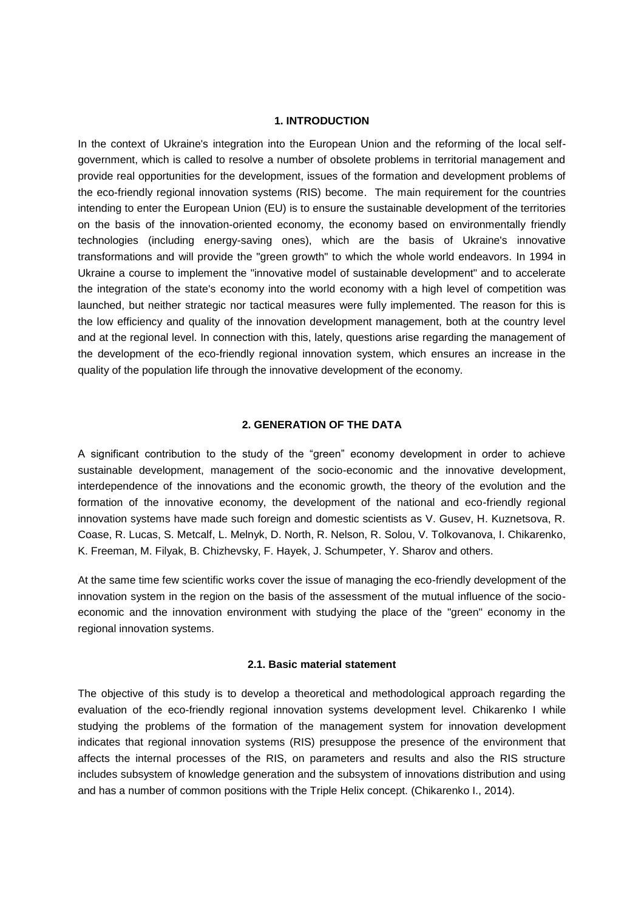## 1. INTRODUCTION

In the context of Ukraine's integration into the European Union and the reforming of the local self-government, which is called to resolve a number of obsolete problems in territorial management and provide real opportunities for the development, issues of the formation and development problems of the eco-friendly regional innovation systems (RIS) become. The main requirement for the countries intending to enter the European Union (EU) is to ensure the sustainable development of the territories on the basis of the innovation-oriented economy, the economy based on environmentally friendly technologies (including energy-saving ones), which are the basis of Ukraine's innovative transformations and will provide the "green growth" to which the whole world endeavors. In 1994 in Ukraine a course to implement the "innovative model of sustainable development" and to accelerate the integration of the state's economy into the world economy with a high level of competition was launched, but neither strategic nor tactical measures were fully implemented. The reason for this is the low efficiency and quality of the innovation development management, both at the country level and at the regional level. In connection with this, lately, questions arise regarding the management of the development of the eco-friendly regional innovation system, which ensures an increase in the quality of the population life through the innovative development of the economy.

## 2. GENERATION OF THE DATA

A significant contribution to the study of the "green" economy development in order to achieve sustainable development, management of the socio-economic and the innovative development, interdependence of the innovations and the economic growth, the theory of the evolution and the formation of the innovative economy, the development of the national and eco-friendly regional innovation systems have made such foreign and domestic scientists as V. Gusev, H. Kuznetsova, R. Coase, R. Lucas, S. Metcalf, L. Melnyk, D. North, R. Nelson, R. Solou, V. Tolkovanova, I. Chikarenko, K. Freeman, M. Filyak, B. Chizhevsky, F. Hayek, J. Schumpeter, Y. Sharov and others.

At the same time few scientific works cover the issue of managing the eco-friendly development of the innovation system in the region on the basis of the assessment of the mutual influence of the socio-economic and the innovation environment with studying the place of the "green" economy in the regional innovation systems.

### 2.1. Basic material statement

The objective of this study is to develop a theoretical and methodological approach regarding the evaluation of the eco-friendly regional innovation systems development level. Chikarenko I while studying the problems of the formation of the management system for innovation development indicates that regional innovation systems (RIS) presuppose the presence of the environment that affects the internal processes of the RIS, on parameters and results and also the RIS structure includes subsystem of knowledge generation and the subsystem of innovations distribution and using and has a number of common positions with the Triple Helix concept. (Chikarenko I., 2014).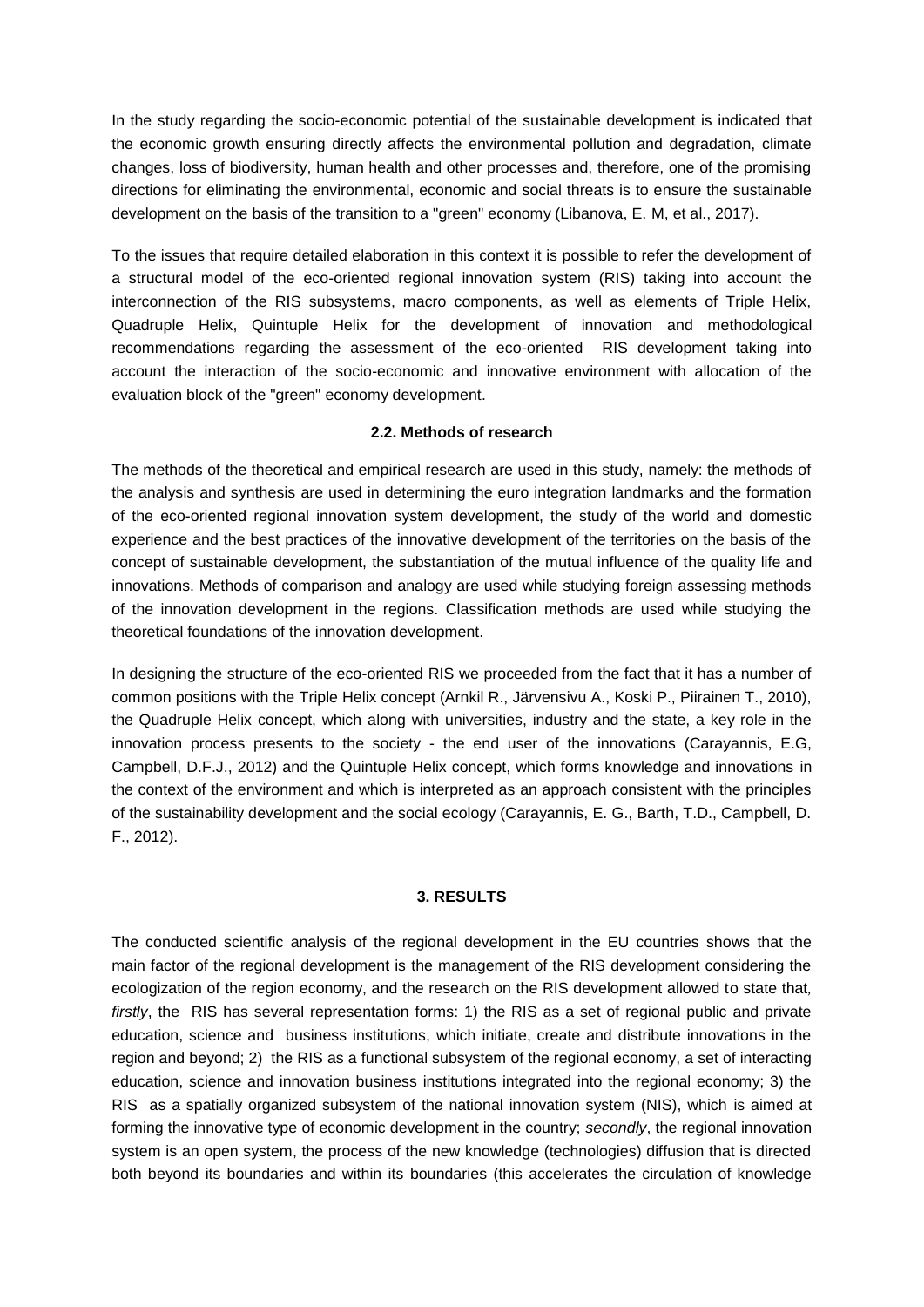In the study regarding the socio-economic potential of the sustainable development is indicated that the economic growth ensuring directly affects the environmental pollution and degradation, climate changes, loss of biodiversity, human health and other processes and, therefore, one of the promising directions for eliminating the environmental, economic and social threats is to ensure the sustainable development on the basis of the transition to a "green" economy (Libanova, E. M, et al., 2017).

To the issues that require detailed elaboration in this context it is possible to refer the development of a structural model of the eco-oriented regional innovation system (RIS) taking into account the interconnection of the RIS subsystems, macro components, as well as elements of Triple Helix, Quadruple Helix, Quintuple Helix for the development of innovation and methodological recommendations regarding the assessment of the eco-oriented RIS development taking into account the interaction of the socio-economic and innovative environment with allocation of the evaluation block of the "green" economy development.

### 2.2. Methods of research

The methods of the theoretical and empirical research are used in this study, namely: the methods of the analysis and synthesis are used in determining the euro integration landmarks and the formation of the eco-oriented regional innovation system development, the study of the world and domestic experience and the best practices of the innovative development of the territories on the basis of the concept of sustainable development, the substantiation of the mutual influence of the quality life and innovations. Methods of comparison and analogy are used while studying foreign assessing methods of the innovation development in the regions. Classification methods are used while studying the theoretical foundations of the innovation development.

In designing the structure of the eco-oriented RIS we proceeded from the fact that it has a number of common positions with the Triple Helix concept (Arnkil R., Järvensivu A., Koski P., Piirainen T., 2010), the Quadruple Helix concept, which along with universities, industry and the state, a key role in the innovation process presents to the society - the end user of the innovations (Carayannis, E.G, Campbell, D.F.J., 2012) and the Quintuple Helix concept, which forms knowledge and innovations in the context of the environment and which is interpreted as an approach consistent with the principles of the sustainability development and the social ecology (Carayannis, E. G., Barth, T.D., Campbell, D. F., 2012).

## 3. RESULTS

The conducted scientific analysis of the regional development in the EU countries shows that the main factor of the regional development is the management of the RIS development considering the ecologization of the region economy, and the research on the RIS development allowed to state that*, firstly*, the RIS has several representation forms: 1) the RIS as a set of regional public and private education, science and business institutions, which initiate, create and distribute innovations in the region and beyond; 2) the RIS as a functional subsystem of the regional economy, a set of interacting education, science and innovation business institutions integrated into the regional economy; 3) the RIS as a spatially organized subsystem of the national innovation system (NIS), which is aimed at forming the innovative type of economic development in the country; *secondly*, the regional innovation system is an open system, the process of the new knowledge (technologies) diffusion that is directed both beyond its boundaries and within its boundaries (this accelerates the circulation of knowledge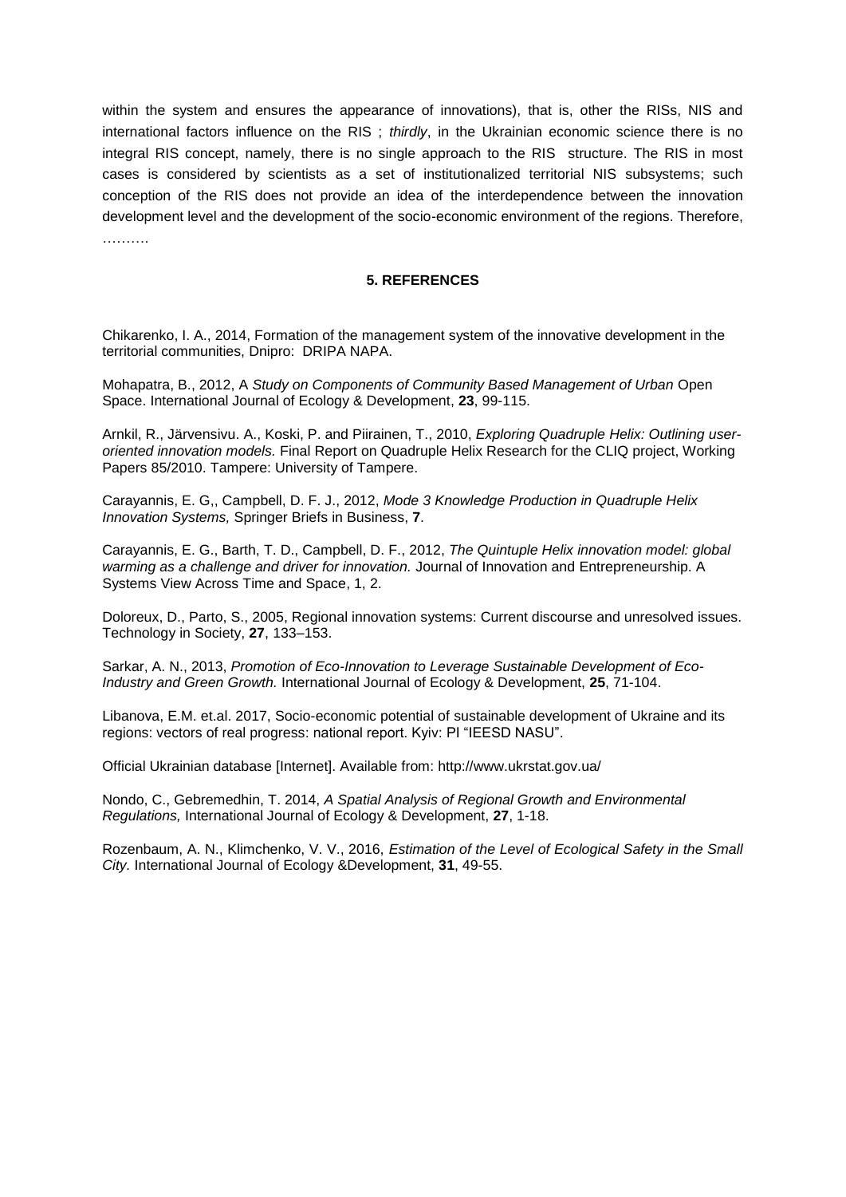within the system and ensures the appearance of innovations), that is, other the RISs, NIS and international factors influence on the RIS ; *thirdly*, in the Ukrainian economic science there is no integral RIS concept, namely, there is no single approach to the RIS structure. The RIS in most cases is considered by scientists as a set of institutionalized territorial NIS subsystems; such conception of the RIS does not provide an idea of the interdependence between the innovation development level and the development of the socio-economic environment of the regions. Therefore, ……….

## 5. REFERENCES

Chikarenko, I. A., 2014, Formation of the management system of the innovative development in the territorial communities, Dnipro: DRIPA NAPA.

Mohapatra, B., 2012, A *Study on Components of Community Based Management of Urban* Open Space. International Journal of Ecology & Development, **23**, 99-115.

Arnkil, R., Järvensivu. A., Koski, P. and Piirainen, T., 2010, *Exploring Quadruple Helix: Outlining user-oriented innovation models.* Final Report on Quadruple Helix Research for the CLIQ project, Working Papers 85/2010. Tampere: University of Tampere.

Carayannis, E. G,, Campbell, D. F. J., 2012, *Mode 3 Knowledge Production in Quadruple Helix Innovation Systems,* Springer Briefs in Business, **7**.

Carayannis, E. G., Barth, T. D., Campbell, D. F., 2012, *The Quintuple Helix innovation model: global warming as a challenge and driver for innovation.* Journal of Innovation and Entrepreneurship. A Systems View Across Time and Space, 1, 2.

Doloreux, D., Parto, S., 2005, Regional innovation systems: Current discourse and unresolved issues. Technology in Society, **27**, 133–153.

Sarkar, A. N., 2013, *Promotion of Eco-Innovation to Leverage Sustainable Development of Eco-Industry and Green Growth.* International Journal of Ecology & Development, **25**, 71-104.

Libanova, E.M. et.al. 2017, Socio-economic potential of sustainable development of Ukraine and its regions: vectors of real progress: national report. Kyiv: PI "IEESD NASU".

Official Ukrainian database [Internet]. Available from: http://www.ukrstat.gov.ua/

Nondo, C., Gebremedhin, T. 2014, *A Spatial Analysis of Regional Growth and Environmental Regulations,* International Journal of Ecology & Development, **27**, 1-18.

Rozenbaum, A. N., Klimchenko, V. V., 2016, *Estimation of the Level of Ecological Safety in the Small City.* International Journal of Ecology &Development, **31**, 49-55.